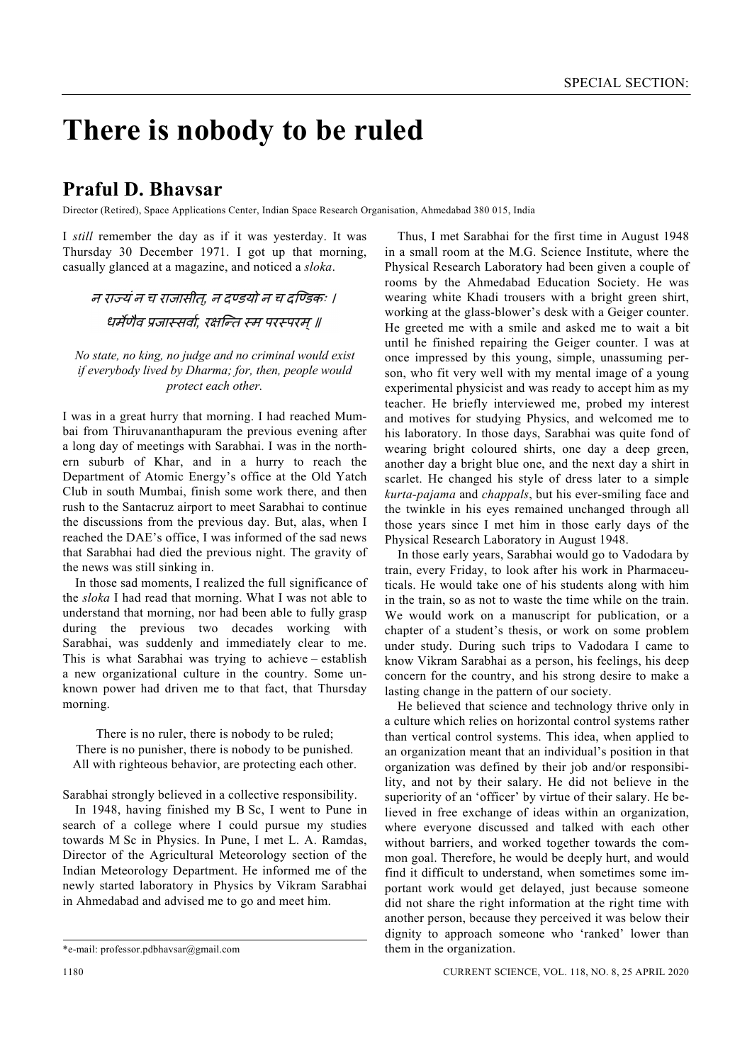# There is nobody to be ruled

## Praful D. Bhavsar

Director (Retired), Space Applications Center, Indian Space Research Organisation, Ahmedabad 380 015, India

I *still* remember the day as if it was yesterday. It was Thursday 30 December 1971. I got up that morning, casually glanced at a magazine, and noticed a *sloka*.

न राज्यं न च राजासीत्, न दण्डयो न च दण्डिकः ।
धर्मेणैव प्रजास्सर्वा, रक्षन्ति स्म परस्परम् ॥

*No state, no king, no judge and no criminal would exist if everybody lived by Dharma; for, then, people would protect each other.*

I was in a great hurry that morning. I had reached Mumbai from Thiruvananthapuram the previous evening after a long day of meetings with Sarabhai. I was in the northern suburb of Khar, and in a hurry to reach the Department of Atomic Energy's office at the Old Yatch Club in south Mumbai, finish some work there, and then rush to the Santacruz airport to meet Sarabhai to continue the discussions from the previous day. But, alas, when I reached the DAE's office, I was informed of the sad news that Sarabhai had died the previous night. The gravity of the news was still sinking in.

In those sad moments, I realized the full significance of the *sloka* I had read that morning. What I was not able to understand that morning, nor had been able to fully grasp during the previous two decades working with Sarabhai, was suddenly and immediately clear to me. This is what Sarabhai was trying to achieve – establish a new organizational culture in the country. Some unknown power had driven me to that fact, that Thursday morning.

There is no ruler, there is nobody to be ruled;
There is no punisher, there is nobody to be punished.
All with righteous behavior, are protecting each other.

Sarabhai strongly believed in a collective responsibility.

In 1948, having finished my B Sc, I went to Pune in search of a college where I could pursue my studies towards M Sc in Physics. In Pune, I met L. A. Ramdas, Director of the Agricultural Meteorology section of the Indian Meteorology Department. He informed me of the newly started laboratory in Physics by Vikram Sarabhai in Ahmedabad and advised me to go and meet him.

Thus, I met Sarabhai for the first time in August 1948 in a small room at the M.G. Science Institute, where the Physical Research Laboratory had been given a couple of rooms by the Ahmedabad Education Society. He was wearing white Khadi trousers with a bright green shirt, working at the glass-blower's desk with a Geiger counter. He greeted me with a smile and asked me to wait a bit until he finished repairing the Geiger counter. I was at once impressed by this young, simple, unassuming person, who fit very well with my mental image of a young experimental physicist and was ready to accept him as my teacher. He briefly interviewed me, probed my interest and motives for studying Physics, and welcomed me to his laboratory. In those days, Sarabhai was quite fond of wearing bright coloured shirts, one day a deep green, another day a bright blue one, and the next day a shirt in scarlet. He changed his style of dress later to a simple *kurta-pajama* and *chappals*, but his ever-smiling face and the twinkle in his eyes remained unchanged through all those years since I met him in those early days of the Physical Research Laboratory in August 1948.

In those early years, Sarabhai would go to Vadodara by train, every Friday, to look after his work in Pharmaceuticals. He would take one of his students along with him in the train, so as not to waste the time while on the train. We would work on a manuscript for publication, or a chapter of a student's thesis, or work on some problem under study. During such trips to Vadodara I came to know Vikram Sarabhai as a person, his feelings, his deep concern for the country, and his strong desire to make a lasting change in the pattern of our society.

He believed that science and technology thrive only in a culture which relies on horizontal control systems rather than vertical control systems. This idea, when applied to an organization meant that an individual's position in that organization was defined by their job and/or responsibility, and not by their salary. He did not believe in the superiority of an 'officer' by virtue of their salary. He believed in free exchange of ideas within an organization, where everyone discussed and talked with each other without barriers, and worked together towards the common goal. Therefore, he would be deeply hurt, and would find it difficult to understand, when sometimes some important work would get delayed, just because someone did not share the right information at the right time with another person, because they perceived it was below their dignity to approach someone who 'ranked' lower than them in the organization.

*e-mail: professor.pdbhavsar@gmail.com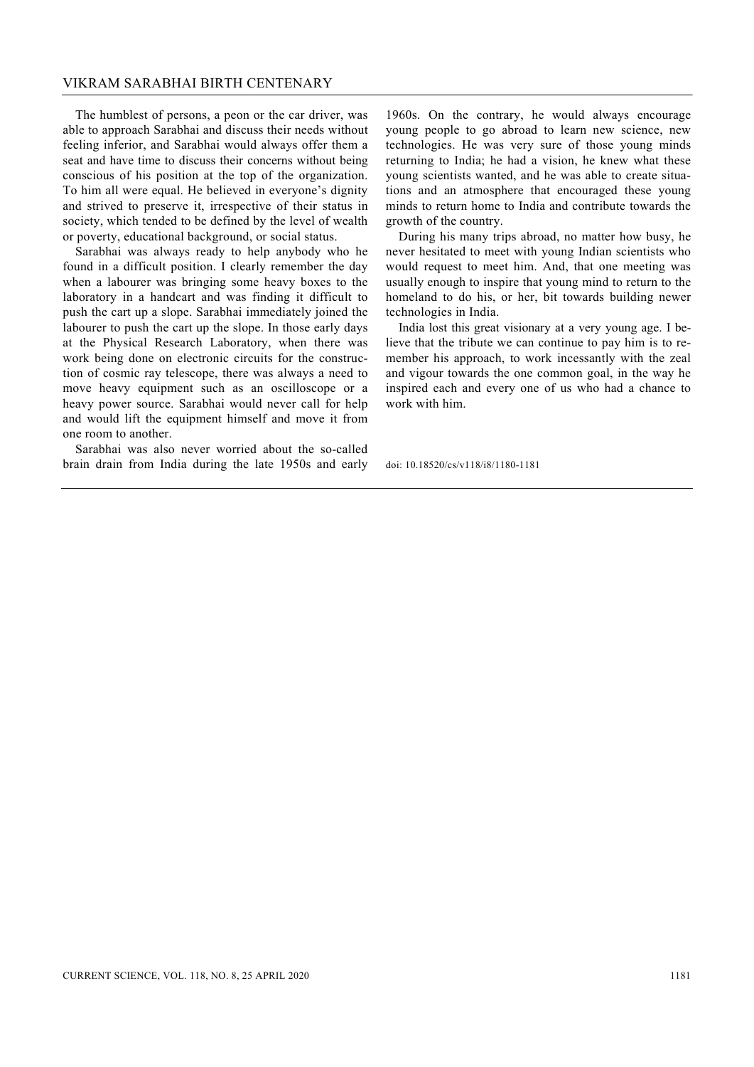The humblest of persons, a peon or the car driver, was able to approach Sarabhai and discuss their needs without feeling inferior, and Sarabhai would always offer them a seat and have time to discuss their concerns without being conscious of his position at the top of the organization. To him all were equal. He believed in everyone's dignity and strived to preserve it, irrespective of their status in society, which tended to be defined by the level of wealth or poverty, educational background, or social status.

Sarabhai was always ready to help anybody who he found in a difficult position. I clearly remember the day when a labourer was bringing some heavy boxes to the laboratory in a handcart and was finding it difficult to push the cart up a slope. Sarabhai immediately joined the labourer to push the cart up the slope. In those early days at the Physical Research Laboratory, when there was work being done on electronic circuits for the construction of cosmic ray telescope, there was always a need to move heavy equipment such as an oscilloscope or a heavy power source. Sarabhai would never call for help and would lift the equipment himself and move it from one room to another.

Sarabhai was also never worried about the so-called brain drain from India during the late 1950s and early 1960s. On the contrary, he would always encourage young people to go abroad to learn new science, new technologies. He was very sure of those young minds returning to India; he had a vision, he knew what these young scientists wanted, and he was able to create situations and an atmosphere that encouraged these young minds to return home to India and contribute towards the growth of the country.

During his many trips abroad, no matter how busy, he never hesitated to meet with young Indian scientists who would request to meet him. And, that one meeting was usually enough to inspire that young mind to return to the homeland to do his, or her, bit towards building newer technologies in India.

India lost this great visionary at a very young age. I believe that the tribute we can continue to pay him is to remember his approach, to work incessantly with the zeal and vigour towards the one common goal, in the way he inspired each and every one of us who had a chance to work with him.

doi: 10.18520/cs/v118/i8/1180-1181